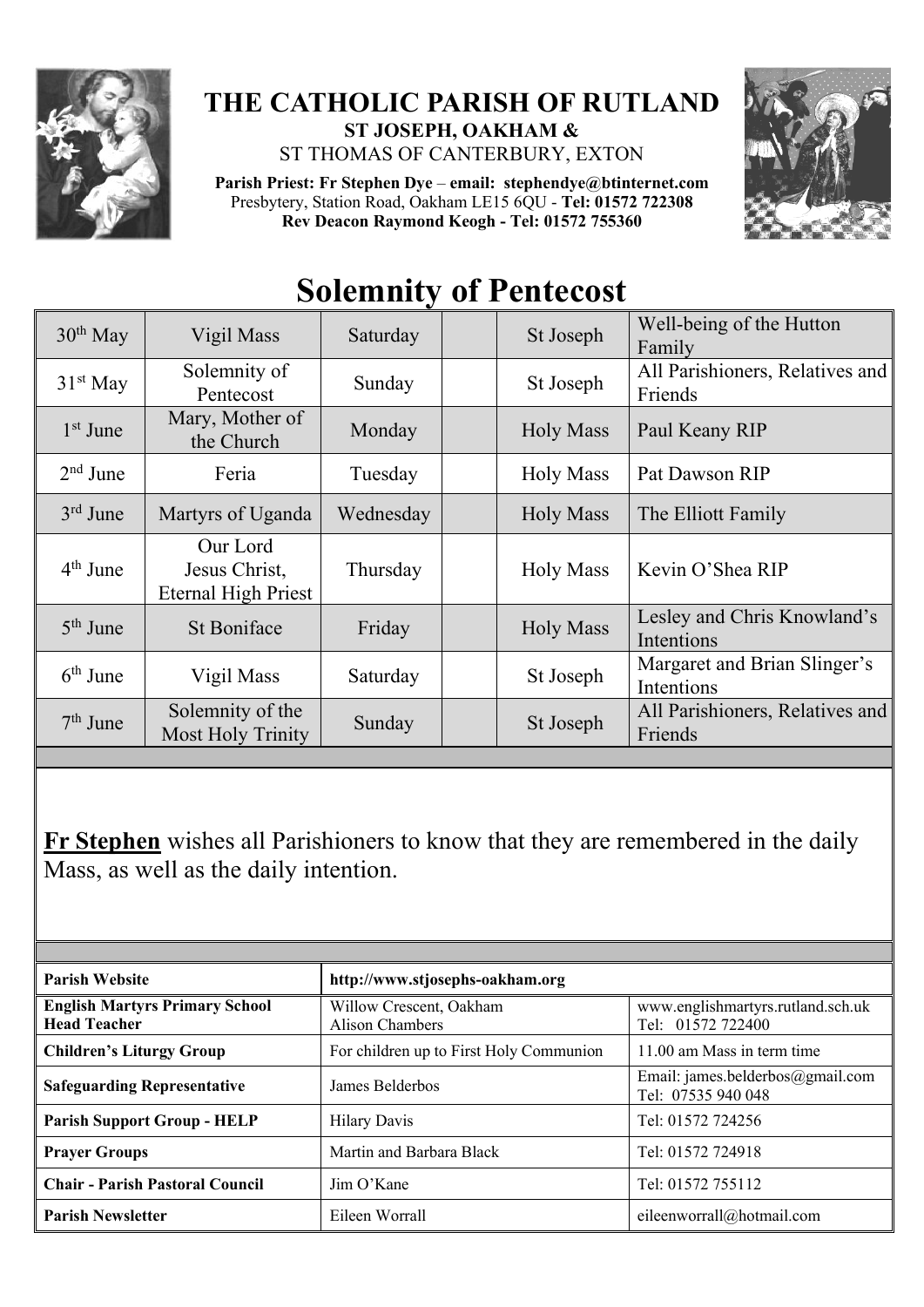# THE CATHOLIC PARISH OF RUTLAND

**ST JOSEPH, OAKHAM &**

ST THOMAS OF CANTERBURY, EXTON

**Parish Priest: Fr Stephen Dye – email: stephendye@btinternet.com**
Presbytery, Station Road, Oakham LE15 6QU - **Tel: 01572 722308**
**Rev Deacon Raymond Keogh - Tel: 01572 755360**

# Solemnity of Pentecost

| | | | | | |
|---|---|---|---|---|---|
| 30th May | Vigil Mass | Saturday | | St Joseph | Well-being of the Hutton Family |
| 31st May | Solemnity of Pentecost | Sunday | | St Joseph | All Parishioners, Relatives and Friends |
| 1st June | Mary, Mother of the Church | Monday | | Holy Mass | Paul Keany RIP |
| 2nd June | Feria | Tuesday | | Holy Mass | Pat Dawson RIP |
| 3rd June | Martyrs of Uganda | Wednesday | | Holy Mass | The Elliott Family |
| 4th June | Our Lord Jesus Christ, Eternal High Priest | Thursday | | Holy Mass | Kevin O'Shea RIP |
| 5th June | St Boniface | Friday | | Holy Mass | Lesley and Chris Knowland's Intentions |
| 6th June | Vigil Mass | Saturday | | St Joseph | Margaret and Brian Slinger's Intentions |
| 7th June | Solemnity of the Most Holy Trinity | Sunday | | St Joseph | All Parishioners, Relatives and Friends |

**Fr Stephen** wishes all Parishioners to know that they are remembered in the daily Mass, as well as the daily intention.

| | | |
|---|---|---|
| **Parish Website** | **http://www.stjosephs-oakham.org** | |
| **English Martyrs Primary School Head Teacher** | Willow Crescent, Oakham Alison Chambers | www.englishmartyrs.rutland.sch.uk Tel: 01572 722400 |
| **Children's Liturgy Group** | For children up to First Holy Communion | 11.00 am Mass in term time |
| **Safeguarding Representative** | James Belderbos | Email: james.belderbos@gmail.com Tel: 07535 940 048 |
| **Parish Support Group - HELP** | Hilary Davis | Tel: 01572 724256 |
| **Prayer Groups** | Martin and Barbara Black | Tel: 01572 724918 |
| **Chair - Parish Pastoral Council** | Jim O'Kane | Tel: 01572 755112 |
| **Parish Newsletter** | Eileen Worrall | eileenworrall@hotmail.com |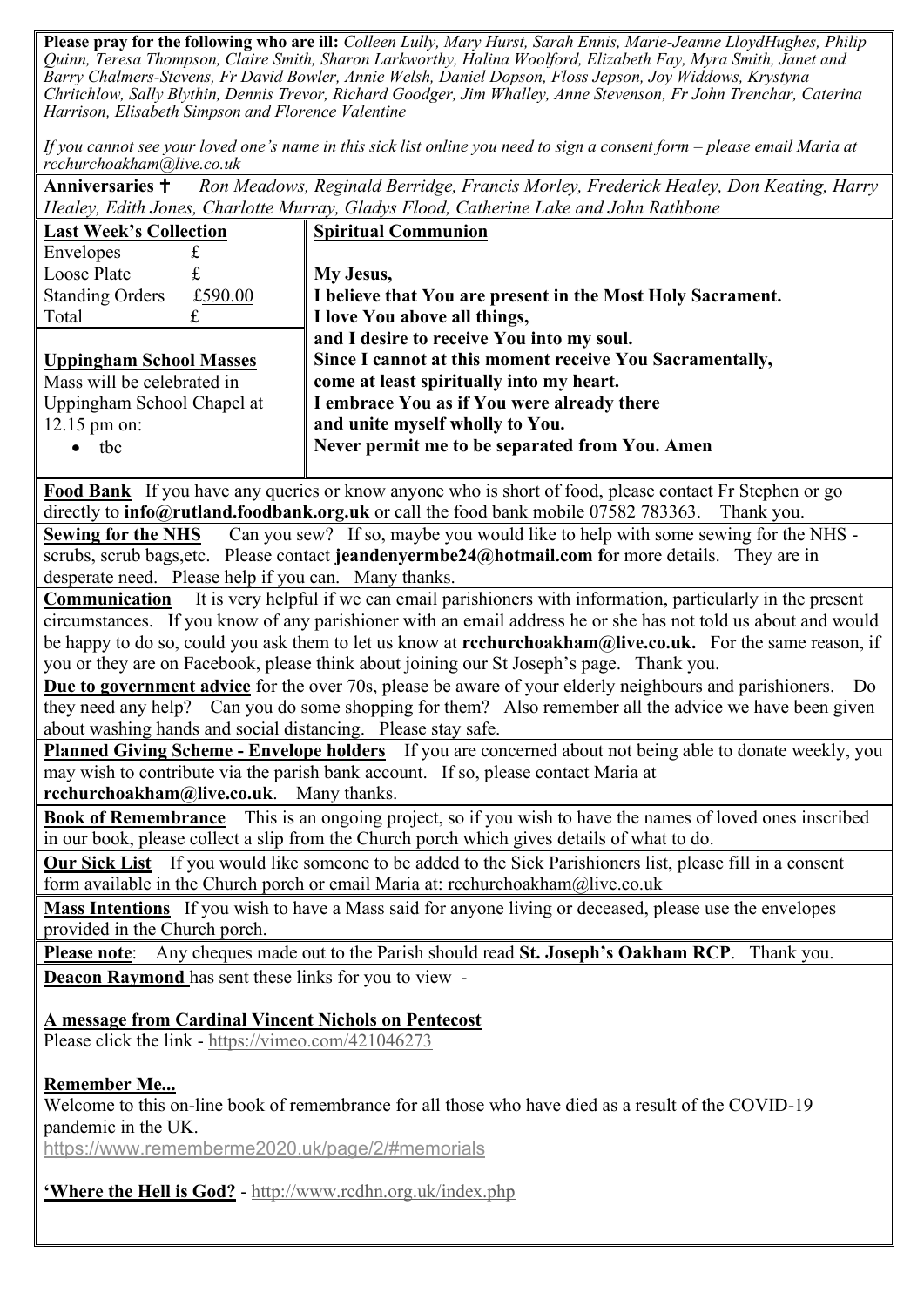**Please pray for the following who are ill:** *Colleen Lully, Mary Hurst, Sarah Ennis, Marie-Jeanne LloydHughes, Philip Quinn, Teresa Thompson, Claire Smith, Sharon Larkworthy, Halina Woolford, Elizabeth Fay, Myra Smith, Janet and Barry Chalmers-Stevens, Fr David Bowler, Annie Welsh, Daniel Dopson, Floss Jepson, Joy Widdows, Krystyna Chritchlow, Sally Blythin, Dennis Trevor, Richard Goodger, Jim Whalley, Anne Stevenson, Fr John Trenchar, Caterina Harrison, Elisabeth Simpson and Florence Valentine*

*If you cannot see your loved one's name in this sick list online you need to sign a consent form – please email Maria at rcchurchoakham@live.co.uk*

**Anniversaries ✝** *Ron Meadows, Reginald Berridge, Francis Morley, Frederick Healey, Don Keating, Harry Healey, Edith Jones, Charlotte Murray, Gladys Flood, Catherine Lake and John Rathbone*

**Last Week's Collection**

| | |
|---|---|
| Envelopes | £ |
| Loose Plate | £ |
| Standing Orders | £590.00 |
| Total | £ |

**Uppingham School Masses**

Mass will be celebrated in Uppingham School Chapel at 12.15 pm on:

- tbc

**Spiritual Communion**

**My Jesus,**
**I believe that You are present in the Most Holy Sacrament.**
**I love You above all things,**
**and I desire to receive You into my soul.**
**Since I cannot at this moment receive You Sacramentally,**
**come at least spiritually into my heart.**
**I embrace You as if You were already there**
**and unite myself wholly to You.**
**Never permit me to be separated from You. Amen**

**Food Bank** If you have any queries or know anyone who is short of food, please contact Fr Stephen or go directly to **info@rutland.foodbank.org.uk** or call the food bank mobile 07582 783363. Thank you.

**Sewing for the NHS** Can you sew? If so, maybe you would like to help with some sewing for the NHS - scrubs, scrub bags,etc. Please contact **jeandenyermbe24@hotmail.com f**or more details. They are in desperate need. Please help if you can. Many thanks.

**Communication** It is very helpful if we can email parishioners with information, particularly in the present circumstances. If you know of any parishioner with an email address he or she has not told us about and would be happy to do so, could you ask them to let us know at **rcchurchoakham@live.co.uk.** For the same reason, if you or they are on Facebook, please think about joining our St Joseph's page. Thank you.

**Due to government advice** for the over 70s, please be aware of your elderly neighbours and parishioners. Do they need any help? Can you do some shopping for them? Also remember all the advice we have been given about washing hands and social distancing. Please stay safe.

**Planned Giving Scheme - Envelope holders** If you are concerned about not being able to donate weekly, you may wish to contribute via the parish bank account. If so, please contact Maria at **rcchurchoakham@live.co.uk**. Many thanks.

**Book of Remembrance** This is an ongoing project, so if you wish to have the names of loved ones inscribed in our book, please collect a slip from the Church porch which gives details of what to do.

**Our Sick List** If you would like someone to be added to the Sick Parishioners list, please fill in a consent form available in the Church porch or email Maria at: rcchurchoakham@live.co.uk

**Mass Intentions** If you wish to have a Mass said for anyone living or deceased, please use the envelopes provided in the Church porch.

**Please note**: Any cheques made out to the Parish should read **St. Joseph's Oakham RCP**. Thank you.

**Deacon Raymond** has sent these links for you to view -

**A message from Cardinal Vincent Nichols on Pentecost**

Please click the link - https://vimeo.com/421046273

**Remember Me...**

Welcome to this on-line book of remembrance for all those who have died as a result of the COVID-19 pandemic in the UK.

https://www.rememberme2020.uk/page/2/#memorials

**'Where the Hell is God?** - http://www.rcdhn.org.uk/index.php